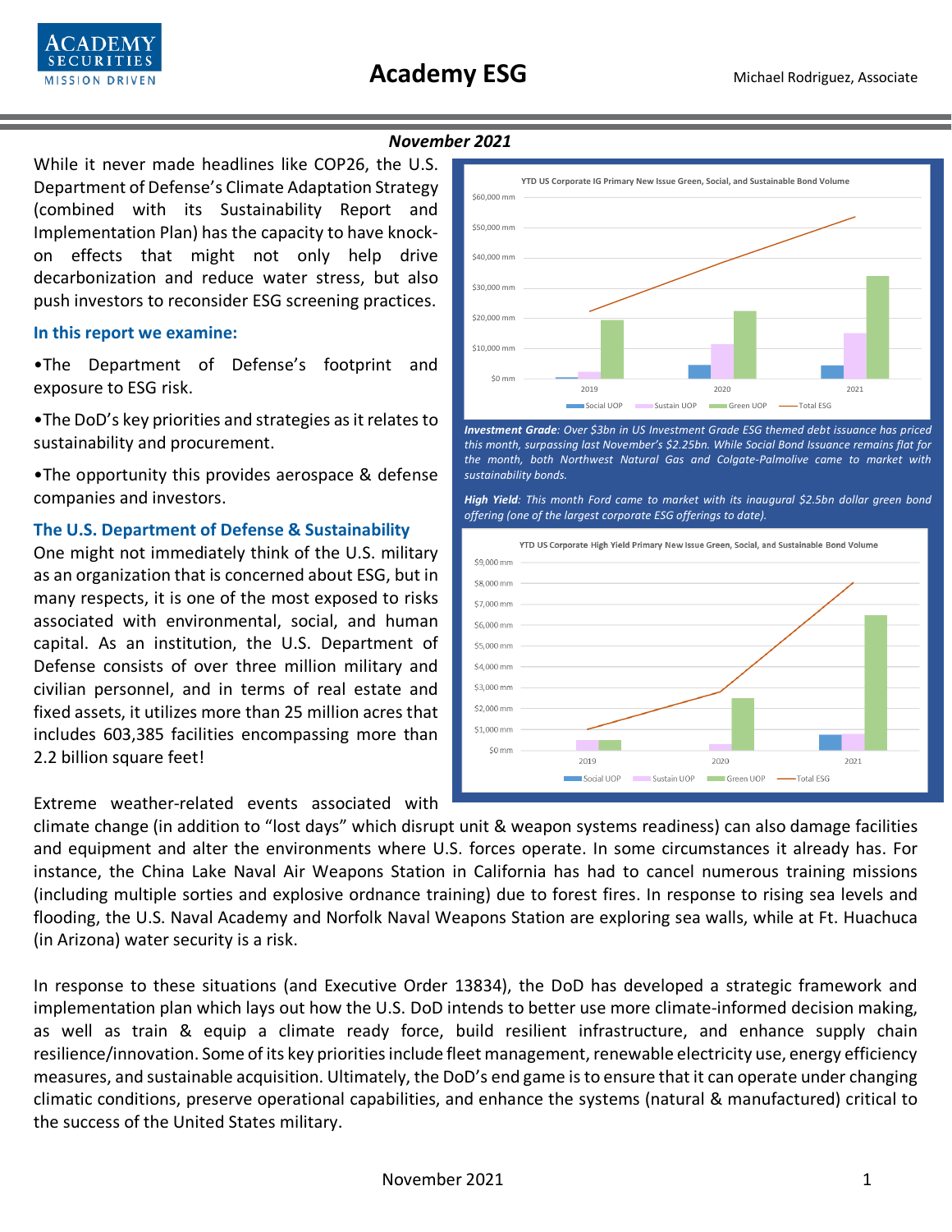# Academy ESG

Michael Rodriguez, Associate

*November 2021*

While it never made headlines like COP26, the U.S. Department of Defense's Climate Adaptation Strategy (combined with its Sustainability Report and Implementation Plan) has the capacity to have knock-on effects that might not only help drive decarbonization and reduce water stress, but also push investors to reconsider ESG screening practices.

### In this report we examine:

- The Department of Defense's footprint and exposure to ESG risk.
- The DoD's key priorities and strategies as it relates to sustainability and procurement.
- The opportunity this provides aerospace & defense companies and investors.

*Investment Grade: Over $3bn in US Investment Grade ESG themed debt issuance has priced this month, surpassing last November's $2.25bn. While Social Bond Issuance remains flat for the month, both Northwest Natural Gas and Colgate-Palmolive came to market with sustainability bonds.*

*High Yield: This month Ford came to market with its inaugural $2.5bn dollar green bond offering (one of the largest corporate ESG offerings to date).*

## The U.S. Department of Defense & Sustainability

One might not immediately think of the U.S. military as an organization that is concerned about ESG, but in many respects, it is one of the most exposed to risks associated with environmental, social, and human capital. As an institution, the U.S. Department of Defense consists of over three million military and civilian personnel, and in terms of real estate and fixed assets, it utilizes more than 25 million acres that includes 603,385 facilities encompassing more than 2.2 billion square feet!

Extreme weather-related events associated with climate change (in addition to "lost days" which disrupt unit & weapon systems readiness) can also damage facilities and equipment and alter the environments where U.S. forces operate. In some circumstances it already has. For instance, the China Lake Naval Air Weapons Station in California has had to cancel numerous training missions (including multiple sorties and explosive ordnance training) due to forest fires. In response to rising sea levels and flooding, the U.S. Naval Academy and Norfolk Naval Weapons Station are exploring sea walls, while at Ft. Huachuca (in Arizona) water security is a risk.

In response to these situations (and Executive Order 13834), the DoD has developed a strategic framework and implementation plan which lays out how the U.S. DoD intends to better use more climate-informed decision making, as well as train & equip a climate ready force, build resilient infrastructure, and enhance supply chain resilience/innovation. Some of its key priorities include fleet management, renewable electricity use, energy efficiency measures, and sustainable acquisition. Ultimately, the DoD's end game is to ensure that it can operate under changing climatic conditions, preserve operational capabilities, and enhance the systems (natural & manufactured) critical to the success of the United States military.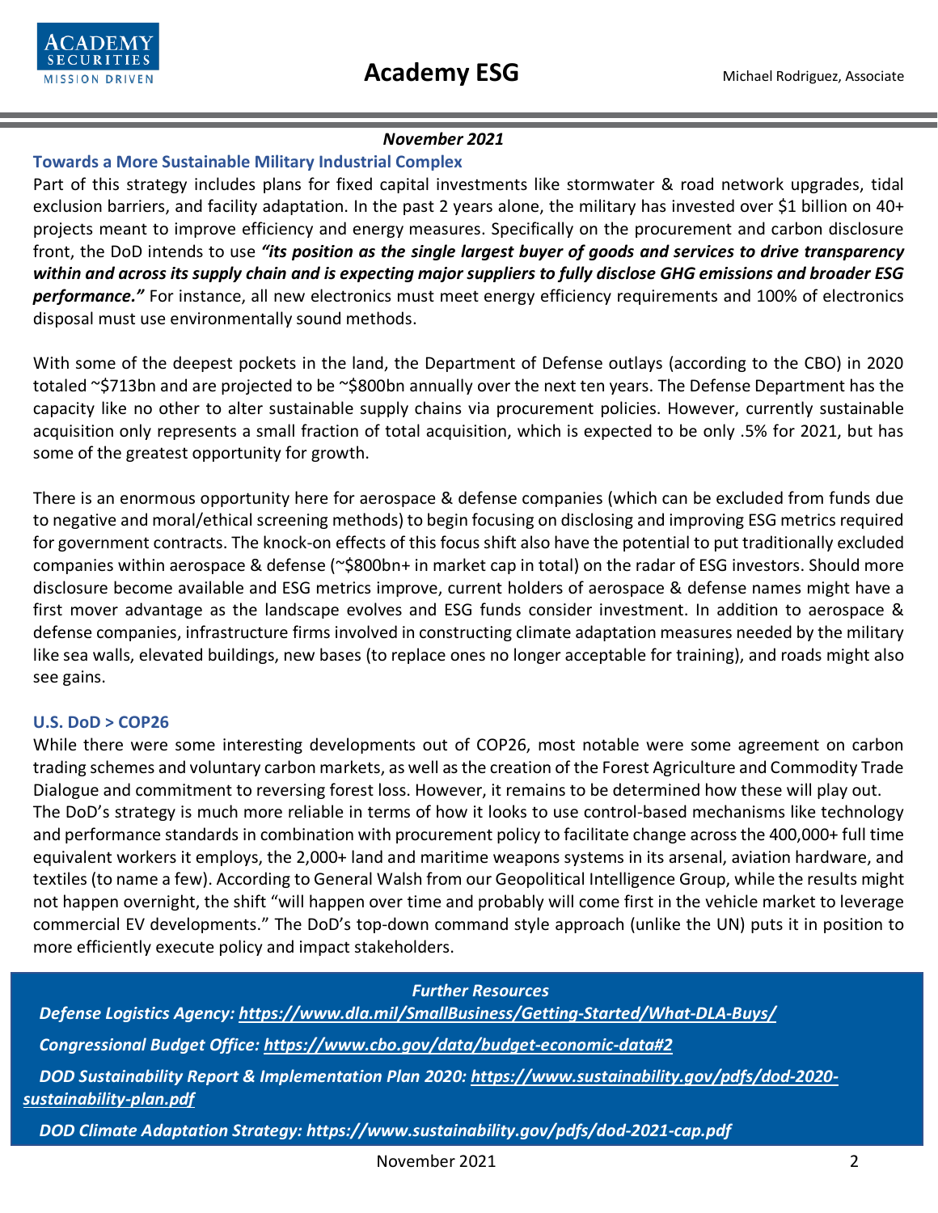*November 2021*

### Towards a More Sustainable Military Industrial Complex

Part of this strategy includes plans for fixed capital investments like stormwater & road network upgrades, tidal exclusion barriers, and facility adaptation. In the past 2 years alone, the military has invested over $1 billion on 40+ projects meant to improve efficiency and energy measures. Specifically on the procurement and carbon disclosure front, the DoD intends to use ***"its position as the single largest buyer of goods and services to drive transparency within and across its supply chain and is expecting major suppliers to fully disclose GHG emissions and broader ESG performance."*** For instance, all new electronics must meet energy efficiency requirements and 100% of electronics disposal must use environmentally sound methods.

With some of the deepest pockets in the land, the Department of Defense outlays (according to the CBO) in 2020 totaled ~$713bn and are projected to be ~$800bn annually over the next ten years. The Defense Department has the capacity like no other to alter sustainable supply chains via procurement policies. However, currently sustainable acquisition only represents a small fraction of total acquisition, which is expected to be only .5% for 2021, but has some of the greatest opportunity for growth.

There is an enormous opportunity here for aerospace & defense companies (which can be excluded from funds due to negative and moral/ethical screening methods) to begin focusing on disclosing and improving ESG metrics required for government contracts. The knock-on effects of this focus shift also have the potential to put traditionally excluded companies within aerospace & defense (~$800bn+ in market cap in total) on the radar of ESG investors. Should more disclosure become available and ESG metrics improve, current holders of aerospace & defense names might have a first mover advantage as the landscape evolves and ESG funds consider investment. In addition to aerospace & defense companies, infrastructure firms involved in constructing climate adaptation measures needed by the military like sea walls, elevated buildings, new bases (to replace ones no longer acceptable for training), and roads might also see gains.

### U.S. DoD > COP26

While there were some interesting developments out of COP26, most notable were some agreement on carbon trading schemes and voluntary carbon markets, as well as the creation of the Forest Agriculture and Commodity Trade Dialogue and commitment to reversing forest loss. However, it remains to be determined how these will play out.
The DoD's strategy is much more reliable in terms of how it looks to use control-based mechanisms like technology and performance standards in combination with procurement policy to facilitate change across the 400,000+ full time equivalent workers it employs, the 2,000+ land and maritime weapons systems in its arsenal, aviation hardware, and textiles (to name a few). According to General Walsh from our Geopolitical Intelligence Group, while the results might not happen overnight, the shift "will happen over time and probably will come first in the vehicle market to leverage commercial EV developments." The DoD's top-down command style approach (unlike the UN) puts it in position to more efficiently execute policy and impact stakeholders.

***Further Resources***

***Defense Logistics Agency: https://www.dla.mil/SmallBusiness/Getting-Started/What-DLA-Buys/***

***Congressional Budget Office: https://www.cbo.gov/data/budget-economic-data#2***

***DOD Sustainability Report & Implementation Plan 2020: https://www.sustainability.gov/pdfs/dod-2020-sustainability-plan.pdf***

***DOD Climate Adaptation Strategy: https://www.sustainability.gov/pdfs/dod-2021-cap.pdf***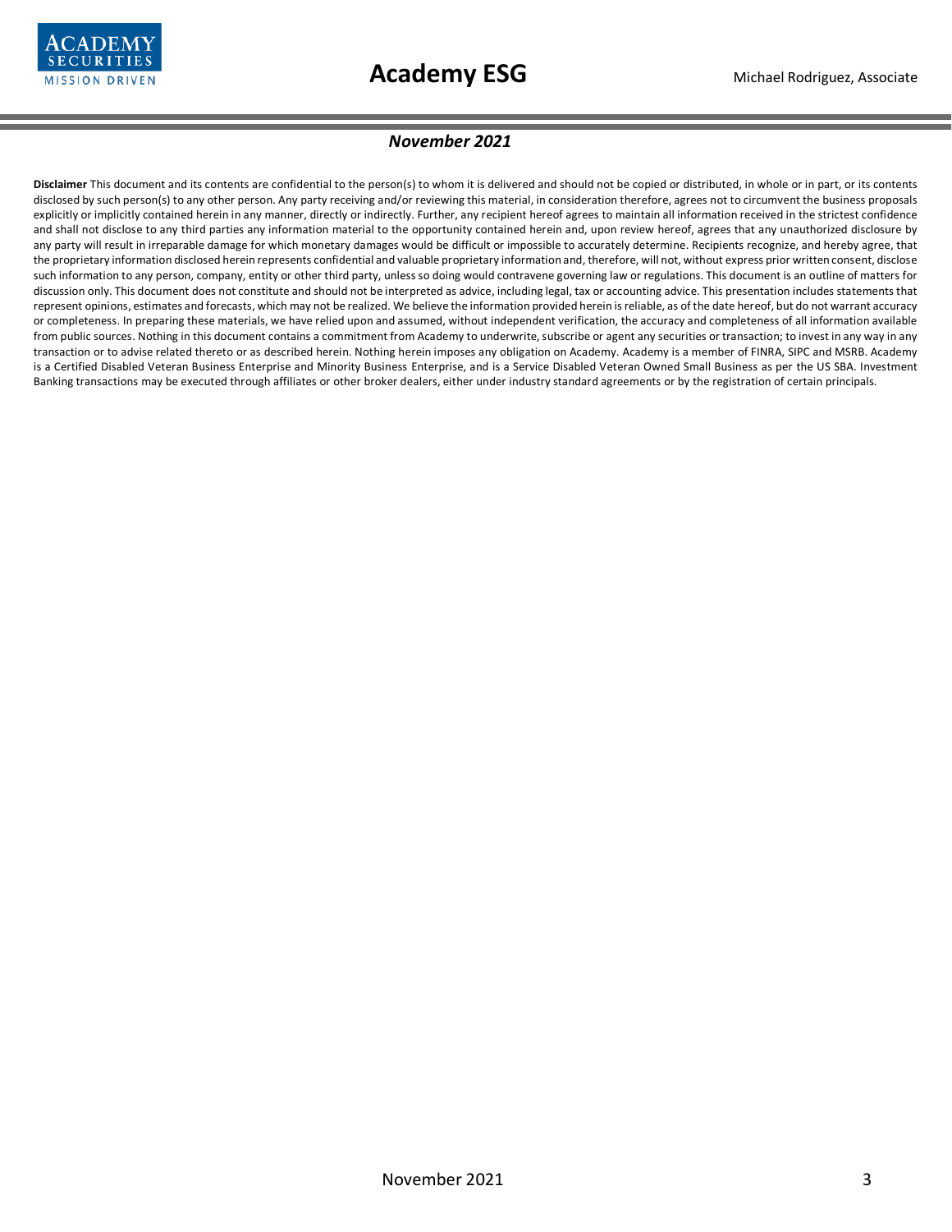*November 2021*

**Disclaimer** This document and its contents are confidential to the person(s) to whom it is delivered and should not be copied or distributed, in whole or in part, or its contents disclosed by such person(s) to any other person. Any party receiving and/or reviewing this material, in consideration therefore, agrees not to circumvent the business proposals explicitly or implicitly contained herein in any manner, directly or indirectly. Further, any recipient hereof agrees to maintain all information received in the strictest confidence and shall not disclose to any third parties any information material to the opportunity contained herein and, upon review hereof, agrees that any unauthorized disclosure by any party will result in irreparable damage for which monetary damages would be difficult or impossible to accurately determine. Recipients recognize, and hereby agree, that the proprietary information disclosed herein represents confidential and valuable proprietary information and, therefore, will not, without express prior written consent, disclose such information to any person, company, entity or other third party, unless so doing would contravene governing law or regulations. This document is an outline of matters for discussion only. This document does not constitute and should not be interpreted as advice, including legal, tax or accounting advice. This presentation includes statements that represent opinions, estimates and forecasts, which may not be realized. We believe the information provided herein is reliable, as of the date hereof, but do not warrant accuracy or completeness. In preparing these materials, we have relied upon and assumed, without independent verification, the accuracy and completeness of all information available from public sources. Nothing in this document contains a commitment from Academy to underwrite, subscribe or agent any securities or transaction; to invest in any way in any transaction or to advise related thereto or as described herein. Nothing herein imposes any obligation on Academy. Academy is a member of FINRA, SIPC and MSRB. Academy is a Certified Disabled Veteran Business Enterprise and Minority Business Enterprise, and is a Service Disabled Veteran Owned Small Business as per the US SBA. Investment Banking transactions may be executed through affiliates or other broker dealers, either under industry standard agreements or by the registration of certain principals.